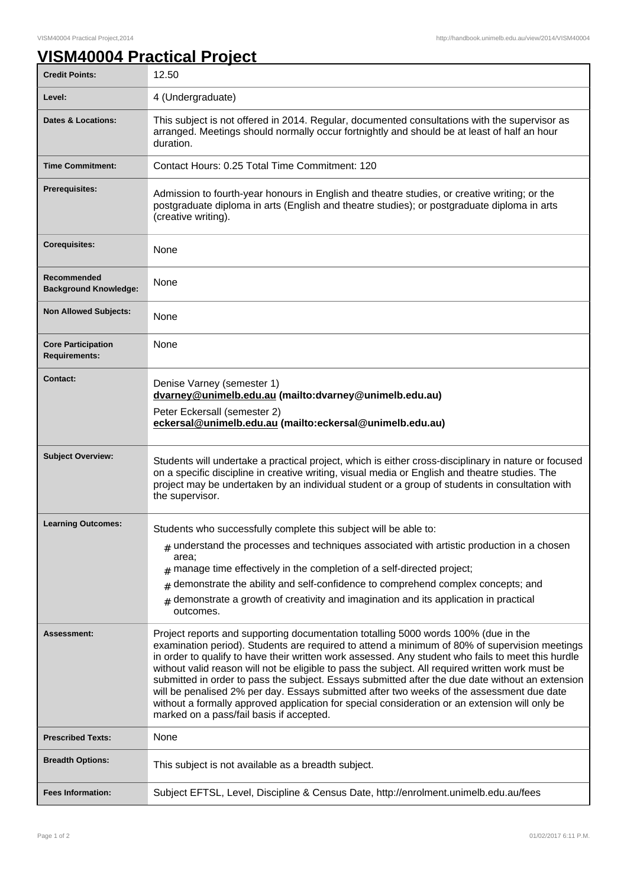# VISM40004 Practical Project

| | |
|---|---|
| **Credit Points:** | 12.50 |
| **Level:** | 4 (Undergraduate) |
| **Dates & Locations:** | This subject is not offered in 2014. Regular, documented consultations with the supervisor as arranged. Meetings should normally occur fortnightly and should be at least of half an hour duration. |
| **Time Commitment:** | Contact Hours: 0.25 Total Time Commitment: 120 |
| **Prerequisites:** | Admission to fourth-year honours in English and theatre studies, or creative writing; or the postgraduate diploma in arts (English and theatre studies); or postgraduate diploma in arts (creative writing). |
| **Corequisites:** | None |
| **Recommended Background Knowledge:** | None |
| **Non Allowed Subjects:** | None |
| **Core Participation Requirements:** | None |
| **Contact:** | Denise Varney (semester 1)<br>**dvarney@unimelb.edu.au (mailto:dvarney@unimelb.edu.au)**<br>Peter Eckersall (semester 2)<br>**eckersal@unimelb.edu.au (mailto:eckersal@unimelb.edu.au)** |
| **Subject Overview:** | Students will undertake a practical project, which is either cross-disciplinary in nature or focused on a specific discipline in creative writing, visual media or English and theatre studies. The project may be undertaken by an individual student or a group of students in consultation with the supervisor. |
| **Learning Outcomes:** | Students who successfully complete this subject will be able to:<br># understand the processes and techniques associated with artistic production in a chosen area;<br># manage time effectively in the completion of a self-directed project;<br># demonstrate the ability and self-confidence to comprehend complex concepts; and<br># demonstrate a growth of creativity and imagination and its application in practical outcomes. |
| **Assessment:** | Project reports and supporting documentation totalling 5000 words 100% (due in the examination period). Students are required to attend a minimum of 80% of supervision meetings in order to qualify to have their written work assessed. Any student who fails to meet this hurdle without valid reason will not be eligible to pass the subject. All required written work must be submitted in order to pass the subject. Essays submitted after the due date without an extension will be penalised 2% per day. Essays submitted after two weeks of the assessment due date without a formally approved application for special consideration or an extension will only be marked on a pass/fail basis if accepted. |
| **Prescribed Texts:** | None |
| **Breadth Options:** | This subject is not available as a breadth subject. |
| **Fees Information:** | Subject EFTSL, Level, Discipline & Census Date, http://enrolment.unimelb.edu.au/fees |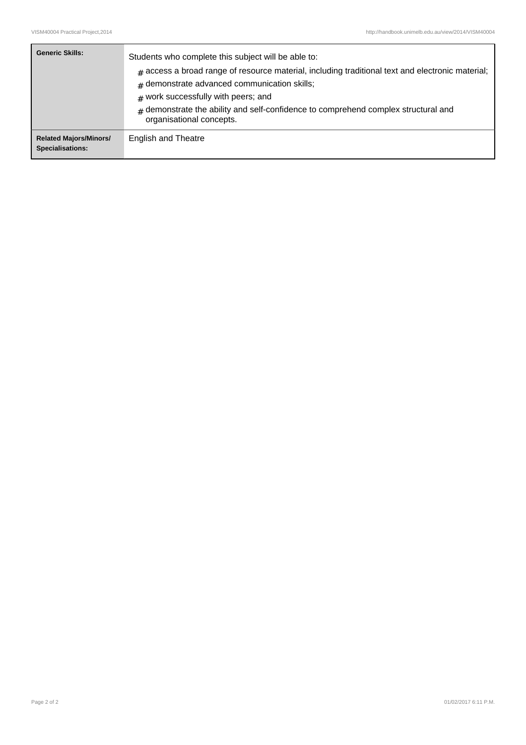| | |
|---|---|
| **Generic Skills:** | Students who complete this subject will be able to:<br># access a broad range of resource material, including traditional text and electronic material;<br># demonstrate advanced communication skills;<br># work successfully with peers; and<br># demonstrate the ability and self-confidence to comprehend complex structural and organisational concepts. |
| **Related Majors/Minors/ Specialisations:** | English and Theatre |